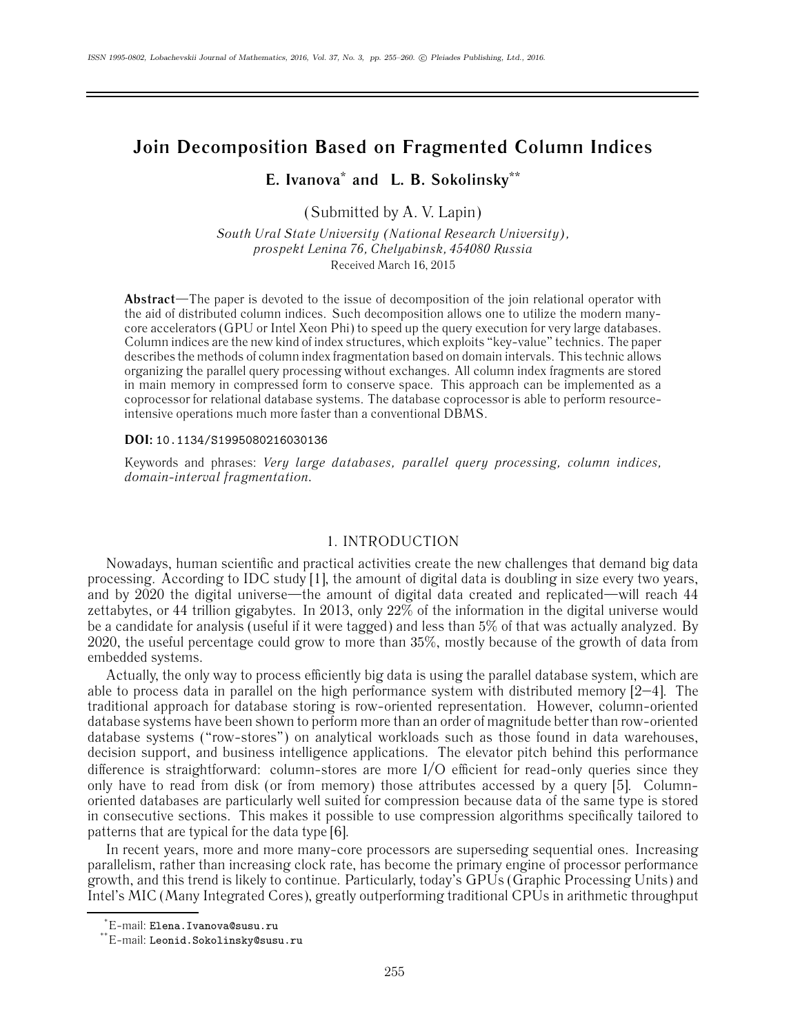# Join Decomposition Based on Fragmented Column Indices

**E. Ivanova[*] and L. B. Sokolinsky[**]**

(Submitted by A. V. Lapin)

*South Ural State University (National Research University), prospekt Lenina 76, Chelyabinsk, 454080 Russia*

Received March 16, 2015

**Abstract**—The paper is devoted to the issue of decomposition of the join relational operator with the aid of distributed column indices. Such decomposition allows one to utilize the modern many-core accelerators (GPU or Intel Xeon Phi) to speed up the query execution for very large databases. Column indices are the new kind of index structures, which exploits "key-value" technics. The paper describes the methods of column index fragmentation based on domain intervals. This technic allows organizing the parallel query processing without exchanges. All column index fragments are stored in main memory in compressed form to conserve space. This approach can be implemented as a coprocessor for relational database systems. The database coprocessor is able to perform resource-intensive operations much more faster than a conventional DBMS.

**DOI:** 10.1134/S1995080216030136

Keywords and phrases: *Very large databases, parallel query processing, column indices, domain-interval fragmentation.*

## 1. INTRODUCTION

Nowadays, human scientific and practical activities create the new challenges that demand big data processing. According to IDC study [1], the amount of digital data is doubling in size every two years, and by 2020 the digital universe—the amount of digital data created and replicated—will reach 44 zettabytes, or 44 trillion gigabytes. In 2013, only 22% of the information in the digital universe would be a candidate for analysis (useful if it were tagged) and less than 5% of that was actually analyzed. By 2020, the useful percentage could grow to more than 35%, mostly because of the growth of data from embedded systems.

Actually, the only way to process efficiently big data is using the parallel database system, which are able to process data in parallel on the high performance system with distributed memory [2–4]. The traditional approach for database storing is row-oriented representation. However, column-oriented database systems have been shown to perform more than an order of magnitude better than row-oriented database systems ("row-stores") on analytical workloads such as those found in data warehouses, decision support, and business intelligence applications. The elevator pitch behind this performance difference is straightforward: column-stores are more I/O efficient for read-only queries since they only have to read from disk (or from memory) those attributes accessed by a query [5]. Column-oriented databases are particularly well suited for compression because data of the same type is stored in consecutive sections. This makes it possible to use compression algorithms specifically tailored to patterns that are typical for the data type [6].

In recent years, more and more many-core processors are superseding sequential ones. Increasing parallelism, rather than increasing clock rate, has become the primary engine of processor performance growth, and this trend is likely to continue. Particularly, today's GPUs (Graphic Processing Units) and Intel's MIC (Many Integrated Cores), greatly outperforming traditional CPUs in arithmetic throughput

[*] E-mail: Elena.Ivanova@susu.ru

[**] E-mail: Leonid.Sokolinsky@susu.ru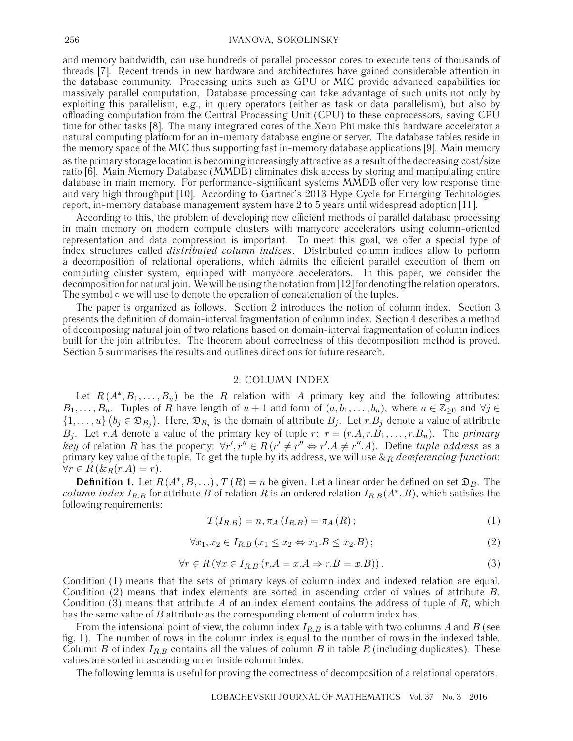and memory bandwidth, can use hundreds of parallel processor cores to execute tens of thousands of threads [7]. Recent trends in new hardware and architectures have gained considerable attention in the database community. Processing units such as GPU or MIC provide advanced capabilities for massively parallel computation. Database processing can take advantage of such units not only by exploiting this parallelism, e.g., in query operators (either as task or data parallelism), but also by offloading computation from the Central Processing Unit (CPU) to these coprocessors, saving CPU time for other tasks [8]. The many integrated cores of the Xeon Phi make this hardware accelerator a natural computing platform for an in-memory database engine or server. The database tables reside in the memory space of the MIC thus supporting fast in-memory database applications [9]. Main memory as the primary storage location is becoming increasingly attractive as a result of the decreasing cost/size ratio [6]. Main Memory Database (MMDB) eliminates disk access by storing and manipulating entire database in main memory. For performance-significant systems MMDB offer very low response time and very high throughput [10]. According to Gartner's 2013 Hype Cycle for Emerging Technologies report, in-memory database management system have 2 to 5 years until widespread adoption [11].

According to this, the problem of developing new efficient methods of parallel database processing in main memory on modern compute clusters with manycore accelerators using column-oriented representation and data compression is important. To meet this goal, we offer a special type of index structures called *distributed column indices*. Distributed column indices allow to perform a decomposition of relational operations, which admits the efficient parallel execution of them on computing cluster system, equipped with manycore accelerators. In this paper, we consider the decomposition for natural join. We will be using the notation from [12] for denoting the relation operators. The symbol $\circ$ we will use to denote the operation of concatenation of the tuples.

The paper is organized as follows. Section 2 introduces the notion of column index. Section 3 presents the definition of domain-interval fragmentation of column index. Section 4 describes a method of decomposing natural join of two relations based on domain-interval fragmentation of column indices built for the join attributes. The theorem about correctness of this decomposition method is proved. Section 5 summarises the results and outlines directions for future research.

## 2. COLUMN INDEX

Let $R(A^*, B_1, \ldots, B_u)$ be the $R$ relation with $A$ primary key and the following attributes: $B_1, \ldots, B_u$. Tuples of $R$ have length of $u+1$ and form of $(a, b_1, \ldots, b_u)$, where $a \in \mathbb{Z}_{\geq 0}$ and $\forall j \in \{1, \ldots, u\} \left(b_j \in \mathfrak{D}_{B_j}\right)$. Here, $\mathfrak{D}_{B_j}$ is the domain of attribute $B_j$. Let $r.B_j$ denote a value of attribute $B_j$. Let $r.A$ denote a value of the primary key of tuple $r$: $r = (r.A, r.B_1, \ldots, r.B_u)$. The *primary key* of relation $R$ has the property: $\forall r', r'' \in R\,(r' \neq r'' \Leftrightarrow r'.A \neq r''.A)$. Define *tuple address* as a primary key value of the tuple. To get the tuple by its address, we will use $\&_R$ *dereferencing function*: $\forall r \in R\,(\&_R(r.A) = r)$.

**Definition 1.** Let $R(A^*, B, \ldots)$, $T(R) = n$ be given. Let a linear order be defined on set $\mathfrak{D}_B$. The *column index* $I_{R.B}$ for attribute $B$ of relation $R$ is an ordered relation $I_{R.B}(A^*, B)$, which satisfies the following requirements:

$$T(I_{R.B}) = n, \pi_A(I_{R.B}) = \pi_A(R); \tag{1}$$

$$\forall x_1, x_2 \in I_{R.B}\,(x_1 \leq x_2 \Leftrightarrow x_1.B \leq x_2.B); \tag{2}$$

$$\forall r \in R\,(\forall x \in I_{R.B}\,(r.A = x.A \Rightarrow r.B = x.B)). \tag{3}$$

Condition (1) means that the sets of primary keys of column index and indexed relation are equal. Condition (2) means that index elements are sorted in ascending order of values of attribute $B$. Condition (3) means that attribute $A$ of an index element contains the address of tuple of $R$, which has the same value of $B$ attribute as the corresponding element of column index has.

From the intensional point of view, the column index $I_{R.B}$ is a table with two columns $A$ and $B$ (see fig. 1). The number of rows in the column index is equal to the number of rows in the indexed table. Column $B$ of index $I_{R.B}$ contains all the values of column $B$ in table $R$ (including duplicates). These values are sorted in ascending order inside column index.

The following lemma is useful for proving the correctness of decomposition of a relational operators.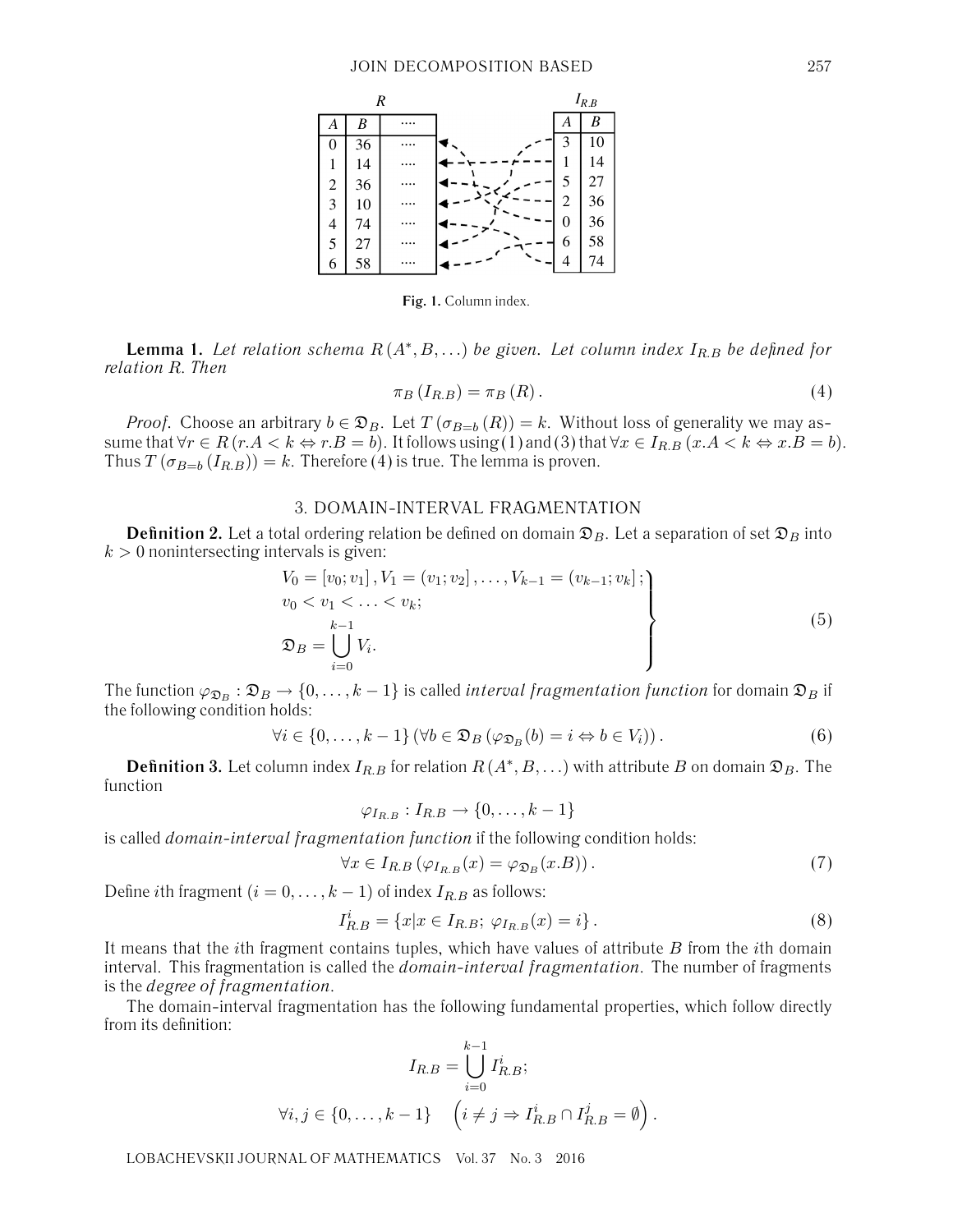| $R$ | | |
|---|---|---|
| $A$ | $B$ | .... |
| 0 | 36 | .... |
| 1 | 14 | .... |
| 2 | 36 | .... |
| 3 | 10 | .... |
| 4 | 74 | .... |
| 5 | 27 | .... |
| 6 | 58 | .... |

| $I_{R.B}$ | |
|---|---|
| $A$ | $B$ |
| 3 | 10 |
| 1 | 14 |
| 5 | 27 |
| 2 | 36 |
| 0 | 36 |
| 6 | 58 |
| 4 | 74 |

**Fig. 1.** Column index.

**Lemma 1.** *Let relation schema $R(A^*, B, \ldots)$ be given. Let column index $I_{R.B}$ be defined for relation $R$. Then*

$$\pi_B(I_{R.B}) = \pi_B(R). \tag{4}$$

*Proof.* Choose an arbitrary $b \in \mathfrak{D}_B$. Let $T(\sigma_{B=b}(R)) = k$. Without loss of generality we may assume that $\forall r \in R\,(r.A < k \Leftrightarrow r.B = b)$. It follows using (1) and (3) that $\forall x \in I_{R.B}\,(x.A < k \Leftrightarrow x.B = b)$. Thus $T(\sigma_{B=b}(I_{R.B})) = k$. Therefore (4) is true. The lemma is proven.

## 3. DOMAIN-INTERVAL FRAGMENTATION

**Definition 2.** Let a total ordering relation be defined on domain $\mathfrak{D}_B$. Let a separation of set $\mathfrak{D}_B$ into $k > 0$ nonintersecting intervals is given:

$$\left.\begin{array}{l} V_0 = [v_0; v_1], V_1 = (v_1; v_2], \ldots, V_{k-1} = (v_{k-1}; v_k]; \\ v_0 < v_1 < \ldots < v_k; \\ \mathfrak{D}_B = \bigcup\limits_{i=0}^{k-1} V_i. \end{array}\right\} \tag{5}$$

The function $\varphi_{\mathfrak{D}_B} : \mathfrak{D}_B \to \{0, \ldots, k-1\}$ is called *interval fragmentation function* for domain $\mathfrak{D}_B$ if the following condition holds:

$$\forall i \in \{0, \ldots, k-1\}\,(\forall b \in \mathfrak{D}_B\,(\varphi_{\mathfrak{D}_B}(b) = i \Leftrightarrow b \in V_i)). \tag{6}$$

**Definition 3.** Let column index $I_{R.B}$ for relation $R(A^*, B, \ldots)$ with attribute $B$ on domain $\mathfrak{D}_B$. The function

$$\varphi_{I_{R.B}} : I_{R.B} \to \{0, \ldots, k-1\}$$

is called *domain-interval fragmentation function* if the following condition holds:

$$\forall x \in I_{R.B}\,(\varphi_{I_{R.B}}(x) = \varphi_{\mathfrak{D}_B}(x.B)). \tag{7}$$

Define $i$th fragment ($i = 0, \ldots, k-1$) of index $I_{R.B}$ as follows:

$$I_{R.B}^i = \{x | x \in I_{R.B};\ \varphi_{I_{R.B}}(x) = i\}. \tag{8}$$

It means that the $i$th fragment contains tuples, which have values of attribute $B$ from the $i$th domain interval. This fragmentation is called the *domain-interval fragmentation*. The number of fragments is the *degree of fragmentation*.

The domain-interval fragmentation has the following fundamental properties, which follow directly from its definition:

$$I_{R.B} = \bigcup_{i=0}^{k-1} I_{R.B}^i;$$

$$\forall i, j \in \{0, \ldots, k-1\} \quad \left(i \neq j \Rightarrow I_{R.B}^i \cap I_{R.B}^j = \emptyset\right).$$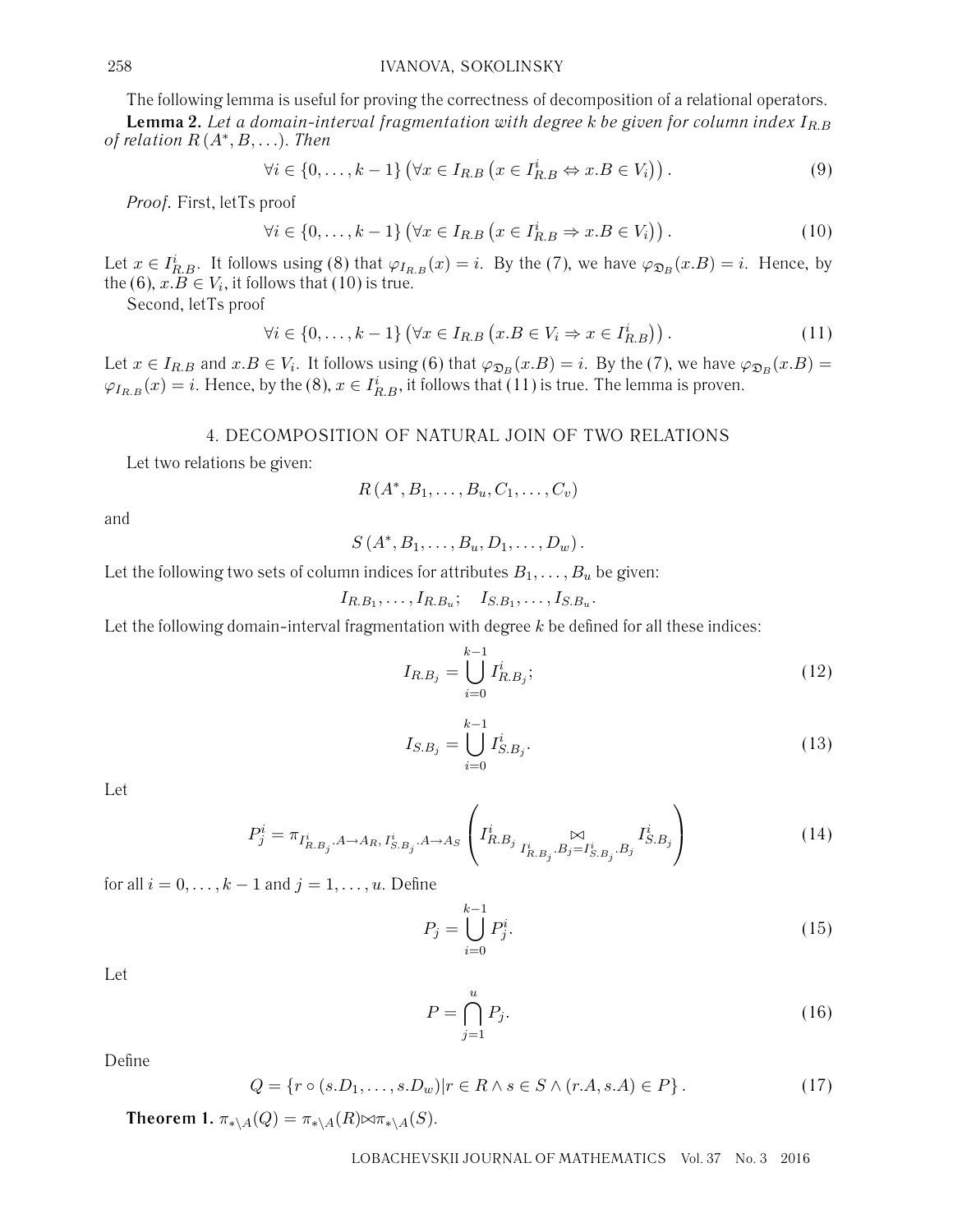The following lemma is useful for proving the correctness of decomposition of a relational operators.

**Lemma 2.** *Let a domain-interval fragmentation with degree k be given for column index $I_{R.B}$ of relation $R(A^*, B, \ldots)$. Then*

$$\forall i \in \{0, \ldots, k-1\} \left( \forall x \in I_{R.B} \left( x \in I^i_{R.B} \Leftrightarrow x.B \in V_i \right) \right). \tag{9}$$

*Proof.* First, letTs proof

$$\forall i \in \{0, \ldots, k-1\} \left( \forall x \in I_{R.B} \left( x \in I^i_{R.B} \Rightarrow x.B \in V_i \right) \right). \tag{10}$$

Let $x \in I^i_{R.B}$. It follows using (8) that $\varphi_{I_{R.B}}(x) = i$. By the (7), we have $\varphi_{\mathfrak{D}_B}(x.B) = i$. Hence, by the (6), $x.B \in V_i$, it follows that (10) is true.

Second, letTs proof

$$\forall i \in \{0, \ldots, k-1\} \left( \forall x \in I_{R.B} \left( x.B \in V_i \Rightarrow x \in I^i_{R.B} \right) \right). \tag{11}$$

Let $x \in I_{R.B}$ and $x.B \in V_i$. It follows using (6) that $\varphi_{\mathfrak{D}_B}(x.B) = i$. By the (7), we have $\varphi_{\mathfrak{D}_B}(x.B) = \varphi_{I_{R.B}}(x) = i$. Hence, by the (8), $x \in I^i_{R.B}$, it follows that (11) is true. The lemma is proven.

## 4. DECOMPOSITION OF NATURAL JOIN OF TWO RELATIONS

Let two relations be given:

$$R\left(A^*, B_1, \ldots, B_u, C_1, \ldots, C_v\right)$$

and

$$S\left(A^*, B_1, \ldots, B_u, D_1, \ldots, D_w\right).$$

Let the following two sets of column indices for attributes $B_1, \ldots, B_u$ be given:

$$I_{R.B_1}, \ldots, I_{R.B_u}; \quad I_{S.B_1}, \ldots, I_{S.B_u}.$$

Let the following domain-interval fragmentation with degree $k$ be defined for all these indices:

$$I_{R.B_j} = \bigcup_{i=0}^{k-1} I^i_{R.B_j}; \tag{12}$$

$$I_{S.B_j} = \bigcup_{i=0}^{k-1} I^i_{S.B_j}. \tag{13}$$

Let

$$P^i_j = \pi_{I^i_{R.B_j}.A \to A_R,\, I^i_{S.B_j}.A \to A_S} \left( I^i_{R.B_j} \underset{I^i_{R.B_j}.B_j = I^i_{S.B_j}.B_j}{\bowtie} I^i_{S.B_j} \right) \tag{14}$$

for all $i = 0, \ldots, k-1$ and $j = 1, \ldots, u$. Define

$$P_j = \bigcup_{i=0}^{k-1} P^i_j. \tag{15}$$

Let

$$P = \bigcap_{j=1}^{u} P_j. \tag{16}$$

Define

$$Q = \left\{ r \circ (s.D_1, \ldots, s.D_w) \middle| r \in R \wedge s \in S \wedge (r.A, s.A) \in P \right\}. \tag{17}$$

**Theorem 1.** $\pi_{*\backslash A}(Q) = \pi_{*\backslash A}(R) \bowtie \pi_{*\backslash A}(S)$.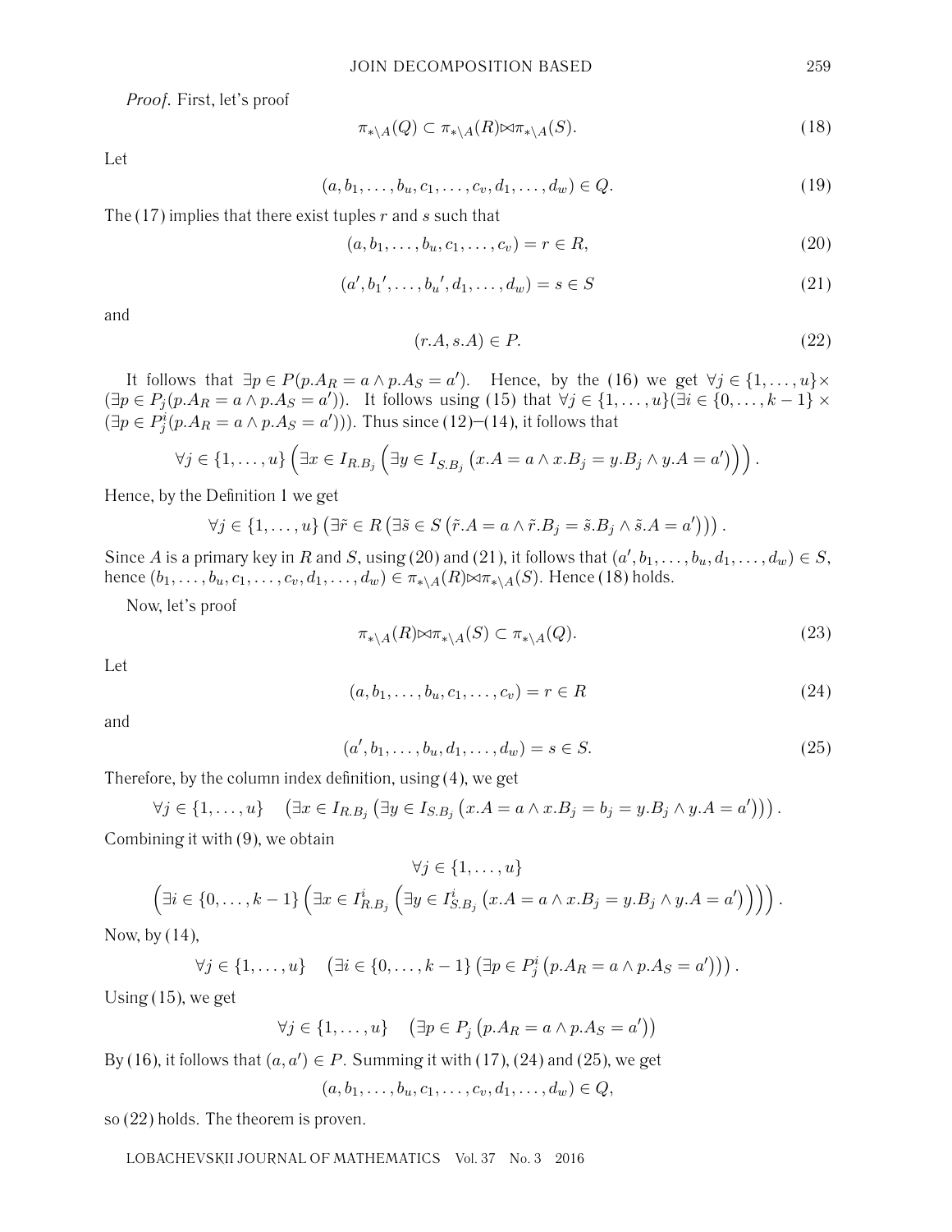*Proof.* First, let's proof

$$\pi_{*\setminus A}(Q) \subset \pi_{*\setminus A}(R) \bowtie \pi_{*\setminus A}(S). \tag{18}$$

Let

$$(a, b_1, \ldots, b_u, c_1, \ldots, c_v, d_1, \ldots, d_w) \in Q. \tag{19}$$

The (17) implies that there exist tuples $r$ and $s$ such that

$$(a, b_1, \ldots, b_u, c_1, \ldots, c_v) = r \in R, \tag{20}$$

$$(a', b_1', \ldots, b_u', d_1, \ldots, d_w) = s \in S \tag{21}$$

and

$$(r.A, s.A) \in P. \tag{22}$$

It follows that $\exists p \in P(p.A_R = a \wedge p.A_S = a')$. Hence, by the (16) we get $\forall j \in \{1, \ldots, u\} \times (\exists p \in P_j(p.A_R = a \wedge p.A_S = a'))$. It follows using (15) that $\forall j \in \{1, \ldots, u\}(\exists i \in \{0, \ldots, k-1\} \times (\exists p \in P_j^i(p.A_R = a \wedge p.A_S = a')))$. Thus since (12)–(14), it follows that

$$\forall j \in \{1, \ldots, u\} \left( \exists x \in I_{R.B_j} \left( \exists y \in I_{S.B_j} \left( x.A = a \wedge x.B_j = y.B_j \wedge y.A = a' \right) \right) \right).$$

Hence, by the Definition 1 we get

$$\forall j \in \{1, \ldots, u\} \left( \exists \tilde{r} \in R \left( \exists \tilde{s} \in S \left( \tilde{r}.A = a \wedge \tilde{r}.B_j = \tilde{s}.B_j \wedge \tilde{s}.A = a' \right) \right) \right).$$

Since $A$ is a primary key in $R$ and $S$, using (20) and (21), it follows that $(a', b_1, \ldots, b_u, d_1, \ldots, d_w) \in S$, hence $(b_1, \ldots, b_u, c_1, \ldots, c_v, d_1, \ldots, d_w) \in \pi_{*\setminus A}(R) \bowtie \pi_{*\setminus A}(S)$. Hence (18) holds.

Now, let's proof

$$\pi_{*\setminus A}(R) \bowtie \pi_{*\setminus A}(S) \subset \pi_{*\setminus A}(Q). \tag{23}$$

Let

$$(a, b_1, \ldots, b_u, c_1, \ldots, c_v) = r \in R \tag{24}$$

and

$$(a', b_1, \ldots, b_u, d_1, \ldots, d_w) = s \in S. \tag{25}$$

Therefore, by the column index definition, using (4), we get

$$\forall j \in \{1, \ldots, u\} \quad \left( \exists x \in I_{R.B_j} \left( \exists y \in I_{S.B_j} \left( x.A = a \wedge x.B_j = b_j = y.B_j \wedge y.A = a' \right) \right) \right).$$

Combining it with (9), we obtain

$$\forall j \in \{1, \ldots, u\}$$
$$\left( \exists i \in \{0, \ldots, k-1\} \left( \exists x \in I^i_{R.B_j} \left( \exists y \in I^i_{S.B_j} \left( x.A = a \wedge x.B_j = y.B_j \wedge y.A = a' \right) \right) \right) \right).$$

Now, by (14),

$$\forall j \in \{1, \ldots, u\} \quad \left( \exists i \in \{0, \ldots, k-1\} \left( \exists p \in P_j^i \left( p.A_R = a \wedge p.A_S = a' \right) \right) \right).$$

Using (15), we get

$$\forall j \in \{1, \ldots, u\} \quad \left( \exists p \in P_j \left( p.A_R = a \wedge p.A_S = a' \right) \right)$$

By (16), it follows that $(a, a') \in P$. Summing it with (17), (24) and (25), we get

$$(a, b_1, \ldots, b_u, c_1, \ldots, c_v, d_1, \ldots, d_w) \in Q,$$

so (22) holds. The theorem is proven.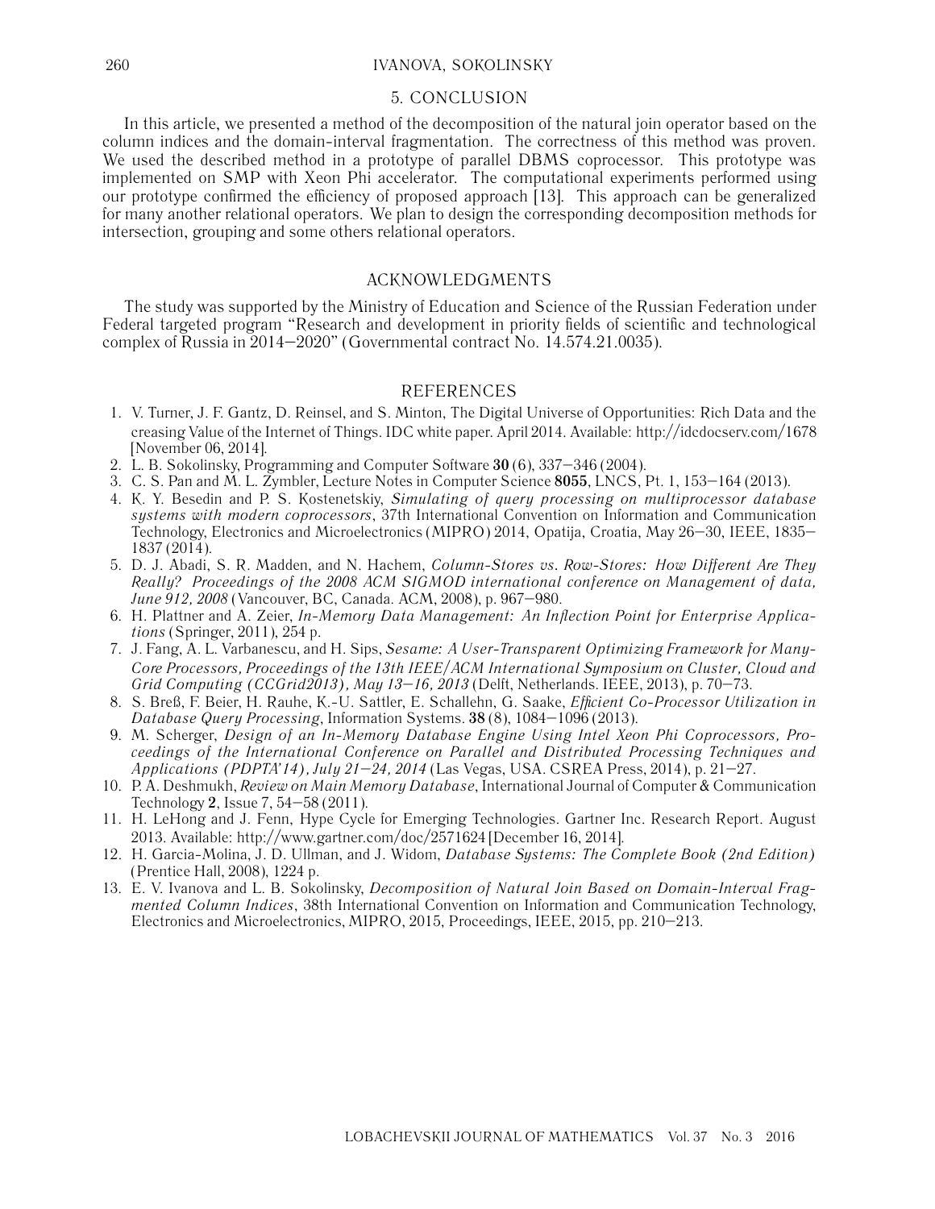## 5. CONCLUSION

In this article, we presented a method of the decomposition of the natural join operator based on the column indices and the domain-interval fragmentation. The correctness of this method was proven. We used the described method in a prototype of parallel DBMS coprocessor. This prototype was implemented on SMP with Xeon Phi accelerator. The computational experiments performed using our prototype confirmed the efficiency of proposed approach [13]. This approach can be generalized for many another relational operators. We plan to design the corresponding decomposition methods for intersection, grouping and some others relational operators.

## ACKNOWLEDGMENTS

The study was supported by the Ministry of Education and Science of the Russian Federation under Federal targeted program "Research and development in priority fields of scientific and technological complex of Russia in 2014–2020" (Governmental contract No. 14.574.21.0035).

## REFERENCES

1. V. Turner, J. F. Gantz, D. Reinsel, and S. Minton, The Digital Universe of Opportunities: Rich Data and the creasing Value of the Internet of Things. IDC white paper. April 2014. Available: http://idcdocserv.com/1678 [November 06, 2014].
2. L. B. Sokolinsky, Programming and Computer Software **30** (6), 337–346 (2004).
3. C. S. Pan and M. L. Zymbler, Lecture Notes in Computer Science **8055**, LNCS, Pt. 1, 153–164 (2013).
4. K. Y. Besedin and P. S. Kostenetskiy, *Simulating of query processing on multiprocessor database systems with modern coprocessors*, 37th International Convention on Information and Communication Technology, Electronics and Microelectronics (MIPRO) 2014, Opatija, Croatia, May 26–30, IEEE, 1835–1837 (2014).
5. D. J. Abadi, S. R. Madden, and N. Hachem, *Column-Stores vs. Row-Stores: How Different Are They Really? Proceedings of the 2008 ACM SIGMOD international conference on Management of data, June 912, 2008* (Vancouver, BC, Canada. ACM, 2008), p. 967–980.
6. H. Plattner and A. Zeier, *In-Memory Data Management: An Inflection Point for Enterprise Applications* (Springer, 2011), 254 p.
7. J. Fang, A. L. Varbanescu, and H. Sips, *Sesame: A User-Transparent Optimizing Framework for Many-Core Processors, Proceedings of the 13th IEEE/ACM International Symposium on Cluster, Cloud and Grid Computing (CCGrid2013), May 13–16, 2013* (Delft, Netherlands. IEEE, 2013), p. 70–73.
8. S. Breß, F. Beier, H. Rauhe, K.-U. Sattler, E. Schallehn, G. Saake, *Efficient Co-Processor Utilization in Database Query Processing*, Information Systems. **38** (8), 1084–1096 (2013).
9. M. Scherger, *Design of an In-Memory Database Engine Using Intel Xeon Phi Coprocessors, Proceedings of the International Conference on Parallel and Distributed Processing Techniques and Applications (PDPTA'14), July 21–24, 2014* (Las Vegas, USA. CSREA Press, 2014), p. 21–27.
10. P. A. Deshmukh, *Review on Main Memory Database*, International Journal of Computer & Communication Technology **2**, Issue 7, 54–58 (2011).
11. H. LeHong and J. Fenn, Hype Cycle for Emerging Technologies. Gartner Inc. Research Report. August 2013. Available: http://www.gartner.com/doc/2571624 [December 16, 2014].
12. H. Garcia-Molina, J. D. Ullman, and J. Widom, *Database Systems: The Complete Book (2nd Edition)* (Prentice Hall, 2008), 1224 p.
13. E. V. Ivanova and L. B. Sokolinsky, *Decomposition of Natural Join Based on Domain-Interval Fragmented Column Indices*, 38th International Convention on Information and Communication Technology, Electronics and Microelectronics, MIPRO, 2015, Proceedings, IEEE, 2015, pp. 210–213.